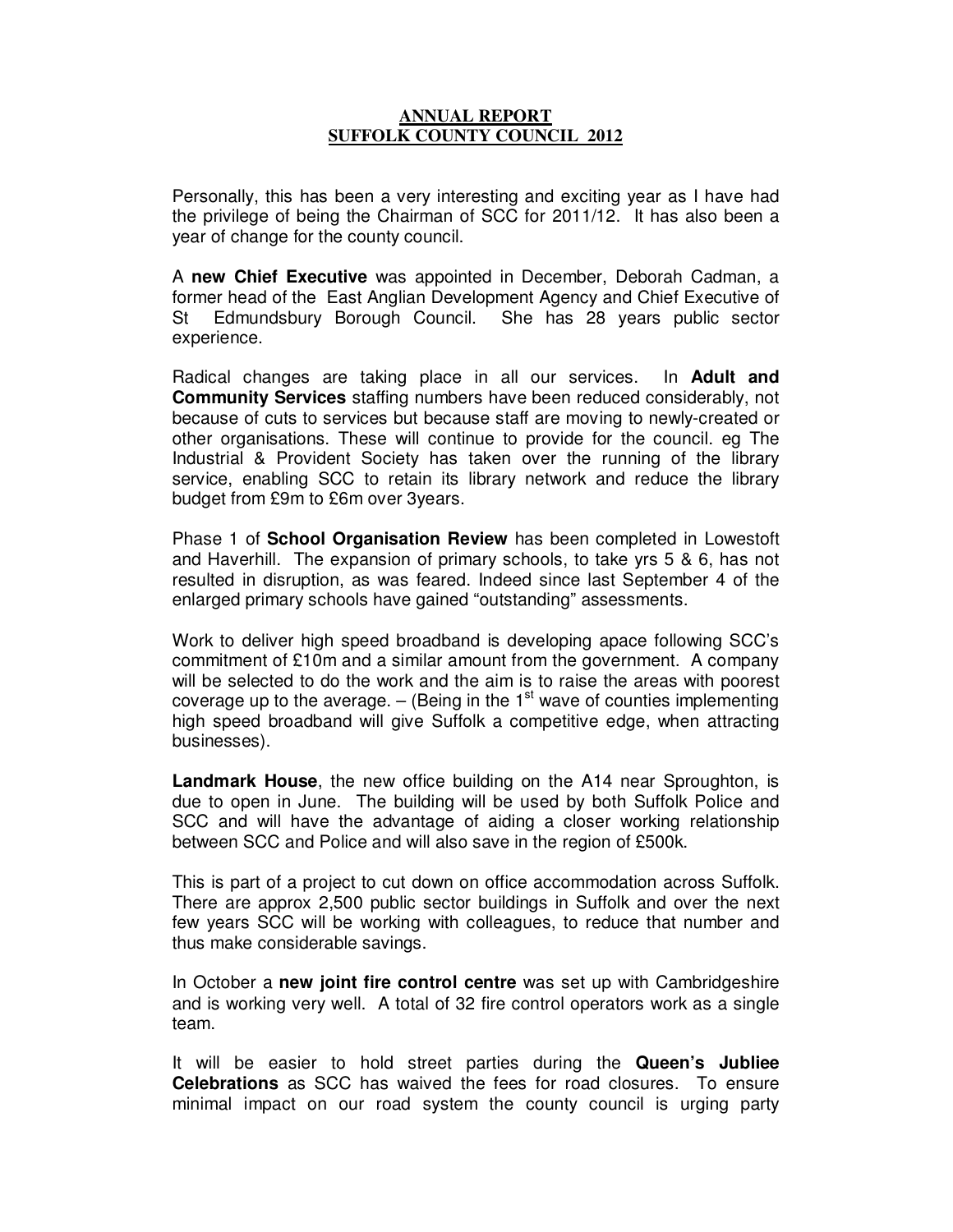# ANNUAL REPORT
# SUFFOLK COUNTY COUNCIL 2012

Personally, this has been a very interesting and exciting year as I have had the privilege of being the Chairman of SCC for 2011/12. It has also been a year of change for the county council.

A **new Chief Executive** was appointed in December, Deborah Cadman, a former head of the East Anglian Development Agency and Chief Executive of St Edmundsbury Borough Council. She has 28 years public sector experience.

Radical changes are taking place in all our services. In **Adult and Community Services** staffing numbers have been reduced considerably, not because of cuts to services but because staff are moving to newly-created or other organisations. These will continue to provide for the council. eg The Industrial & Provident Society has taken over the running of the library service, enabling SCC to retain its library network and reduce the library budget from £9m to £6m over 3years.

Phase 1 of **School Organisation Review** has been completed in Lowestoft and Haverhill. The expansion of primary schools, to take yrs 5 & 6, has not resulted in disruption, as was feared. Indeed since last September 4 of the enlarged primary schools have gained "outstanding" assessments.

Work to deliver high speed broadband is developing apace following SCC's commitment of £10m and a similar amount from the government. A company will be selected to do the work and the aim is to raise the areas with poorest coverage up to the average. – (Being in the 1st wave of counties implementing high speed broadband will give Suffolk a competitive edge, when attracting businesses).

**Landmark House**, the new office building on the A14 near Sproughton, is due to open in June. The building will be used by both Suffolk Police and SCC and will have the advantage of aiding a closer working relationship between SCC and Police and will also save in the region of £500k.

This is part of a project to cut down on office accommodation across Suffolk. There are approx 2,500 public sector buildings in Suffolk and over the next few years SCC will be working with colleagues, to reduce that number and thus make considerable savings.

In October a **new joint fire control centre** was set up with Cambridgeshire and is working very well. A total of 32 fire control operators work as a single team.

It will be easier to hold street parties during the **Queen's Jubliee Celebrations** as SCC has waived the fees for road closures. To ensure minimal impact on our road system the county council is urging party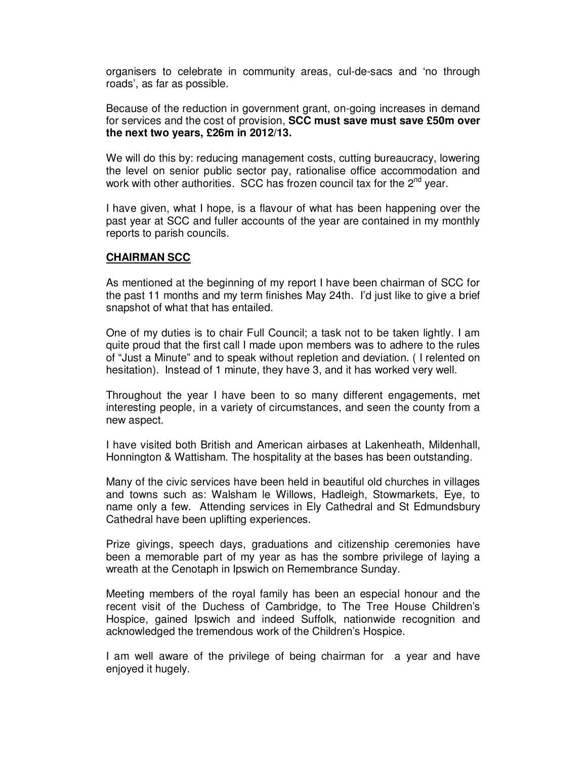organisers to celebrate in community areas, cul-de-sacs and 'no through roads', as far as possible.

Because of the reduction in government grant, on-going increases in demand for services and the cost of provision, **SCC must save must save £50m over the next two years, £26m in 2012/13.**

We will do this by: reducing management costs, cutting bureaucracy, lowering the level on senior public sector pay, rationalise office accommodation and work with other authorities. SCC has frozen council tax for the 2nd year.

I have given, what I hope, is a flavour of what has been happening over the past year at SCC and fuller accounts of the year are contained in my monthly reports to parish councils.

## CHAIRMAN SCC

As mentioned at the beginning of my report I have been chairman of SCC for the past 11 months and my term finishes May 24th. I'd just like to give a brief snapshot of what that has entailed.

One of my duties is to chair Full Council; a task not to be taken lightly. I am quite proud that the first call I made upon members was to adhere to the rules of "Just a Minute" and to speak without repletion and deviation. ( I relented on hesitation). Instead of 1 minute, they have 3, and it has worked very well.

Throughout the year I have been to so many different engagements, met interesting people, in a variety of circumstances, and seen the county from a new aspect.

I have visited both British and American airbases at Lakenheath, Mildenhall, Honnington & Wattisham. The hospitality at the bases has been outstanding.

Many of the civic services have been held in beautiful old churches in villages and towns such as: Walsham le Willows, Hadleigh, Stowmarkets, Eye, to name only a few. Attending services in Ely Cathedral and St Edmundsbury Cathedral have been uplifting experiences.

Prize givings, speech days, graduations and citizenship ceremonies have been a memorable part of my year as has the sombre privilege of laying a wreath at the Cenotaph in Ipswich on Remembrance Sunday.

Meeting members of the royal family has been an especial honour and the recent visit of the Duchess of Cambridge, to The Tree House Children's Hospice, gained Ipswich and indeed Suffolk, nationwide recognition and acknowledged the tremendous work of the Children's Hospice.

I am well aware of the privilege of being chairman for a year and have enjoyed it hugely.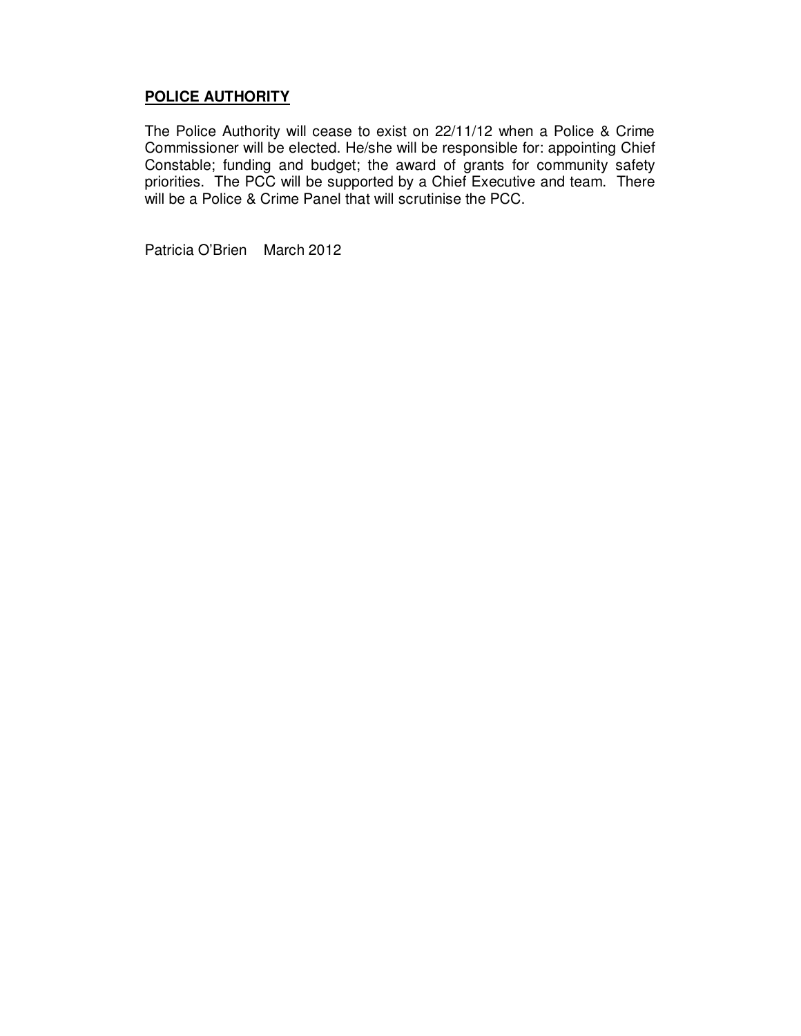**POLICE AUTHORITY**

The Police Authority will cease to exist on 22/11/12 when a Police & Crime Commissioner will be elected. He/she will be responsible for: appointing Chief Constable; funding and budget; the award of grants for community safety priorities. The PCC will be supported by a Chief Executive and team. There will be a Police & Crime Panel that will scrutinise the PCC.

Patricia O'Brien March 2012